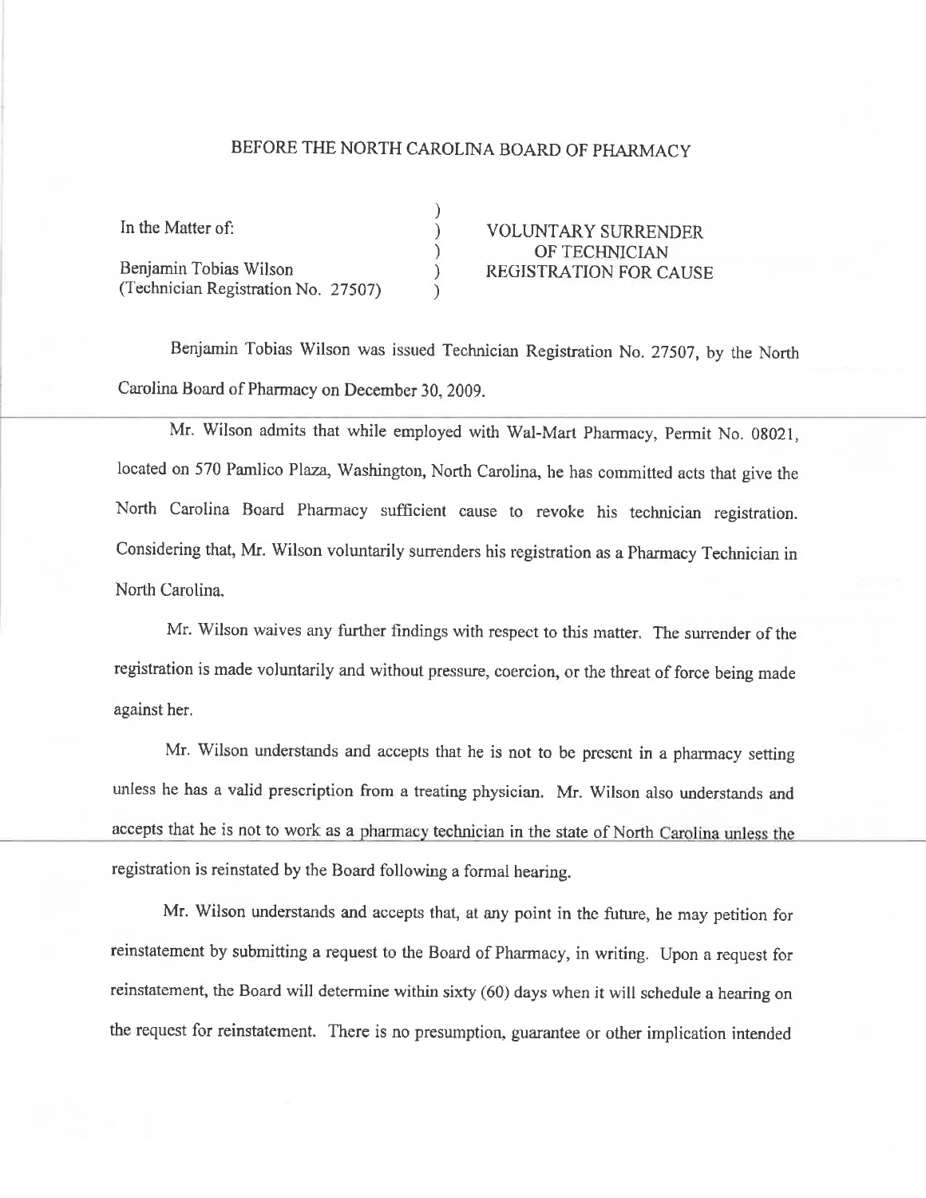# BEFORE THE NORTH CAROLINA BOARD OF PHARMACY

| | | |
|---|---|---|
| In the Matter of: | ) | VOLUNTARY SURRENDER |
| | ) | OF TECHNICIAN |
| Benjamin Tobias Wilson | ) | REGISTRATION FOR CAUSE |
| (Technician Registration No. 27507) | ) | |

Benjamin Tobias Wilson was issued Technician Registration No. 27507, by the North Carolina Board of Pharmacy on December 30, 2009.

Mr. Wilson admits that while employed with Wal-Mart Pharmacy, Permit No. 08021, located on 570 Pamlico Plaza, Washington, North Carolina, he has committed acts that give the North Carolina Board Pharmacy sufficient cause to revoke his technician registration. Considering that, Mr. Wilson voluntarily surrenders his registration as a Pharmacy Technician in North Carolina.

Mr. Wilson waives any further findings with respect to this matter. The surrender of the registration is made voluntarily and without pressure, coercion, or the threat of force being made against her.

Mr. Wilson understands and accepts that he is not to be present in a pharmacy setting unless he has a valid prescription from a treating physician. Mr. Wilson also understands and accepts that he is not to work as a pharmacy technician in the state of North Carolina unless the registration is reinstated by the Board following a formal hearing.

Mr. Wilson understands and accepts that, at any point in the future, he may petition for reinstatement by submitting a request to the Board of Pharmacy, in writing. Upon a request for reinstatement, the Board will determine within sixty (60) days when it will schedule a hearing on the request for reinstatement. There is no presumption, guarantee or other implication intended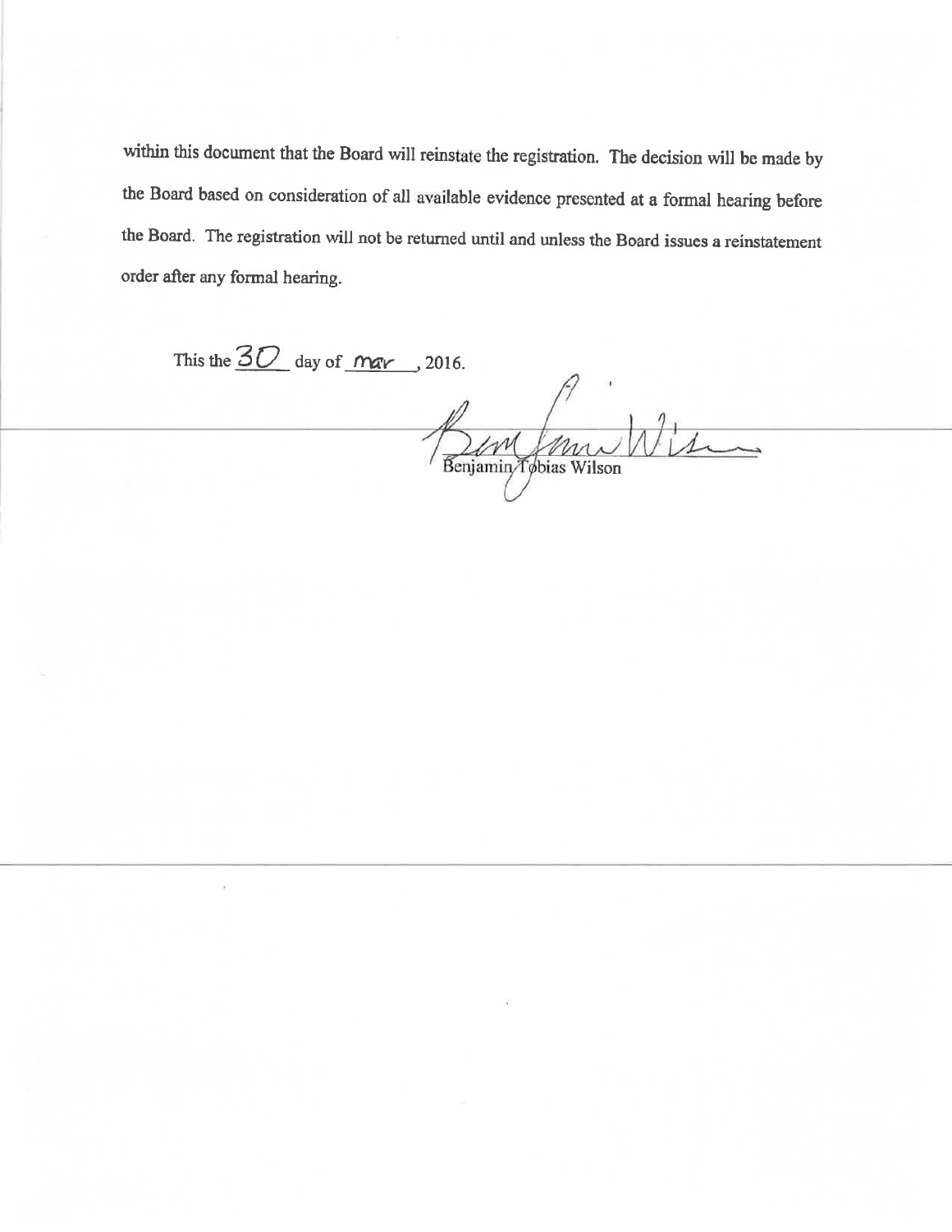within this document that the Board will reinstate the registration. The decision will be made by the Board based on consideration of all available evidence presented at a formal hearing before the Board. The registration will not be returned until and unless the Board issues a reinstatement order after any formal hearing.

This the 30 day of mar, 2016.

Benjamin Tobias Wilson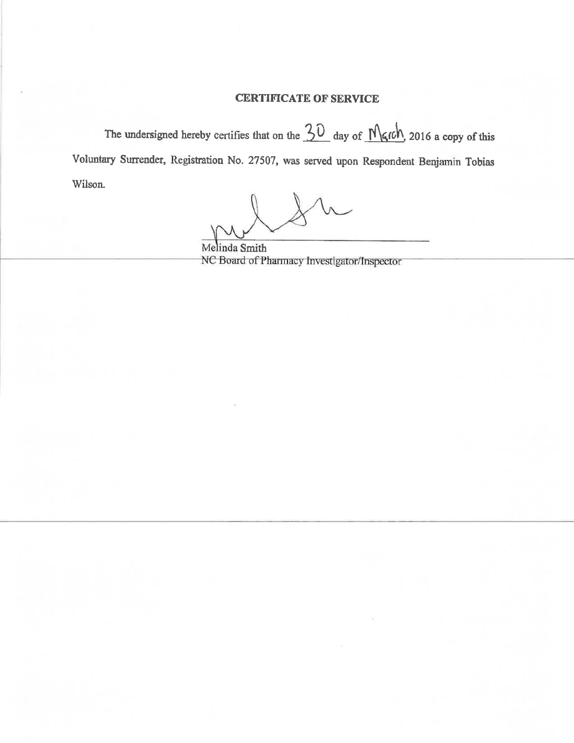## CERTIFICATE OF SERVICE

The undersigned hereby certifies that on the 30 day of March, 2016 a copy of this Voluntary Surrender, Registration No. 27507, was served upon Respondent Benjamin Tobias Wilson.

Melinda Smith
NC Board of Pharmacy Investigator/Inspector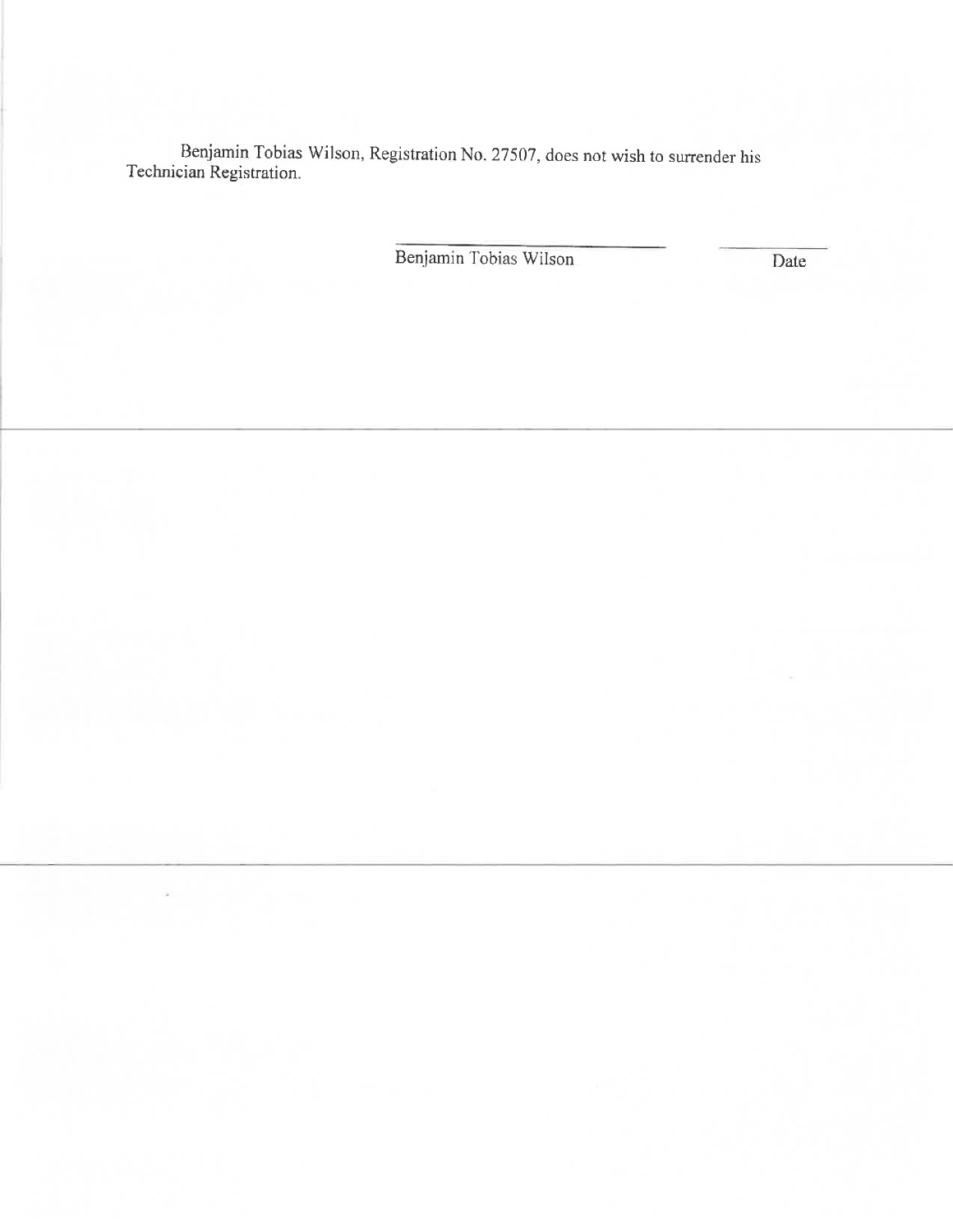Benjamin Tobias Wilson, Registration No. 27507, does not wish to surrender his Technician Registration.

\_\_\_\_\_\_\_\_\_\_\_\_\_\_\_\_\_\_\_\_\_\_\_\_\_\_\_\_ \_\_\_\_\_\_\_\_\_\_

Benjamin Tobias Wilson Date